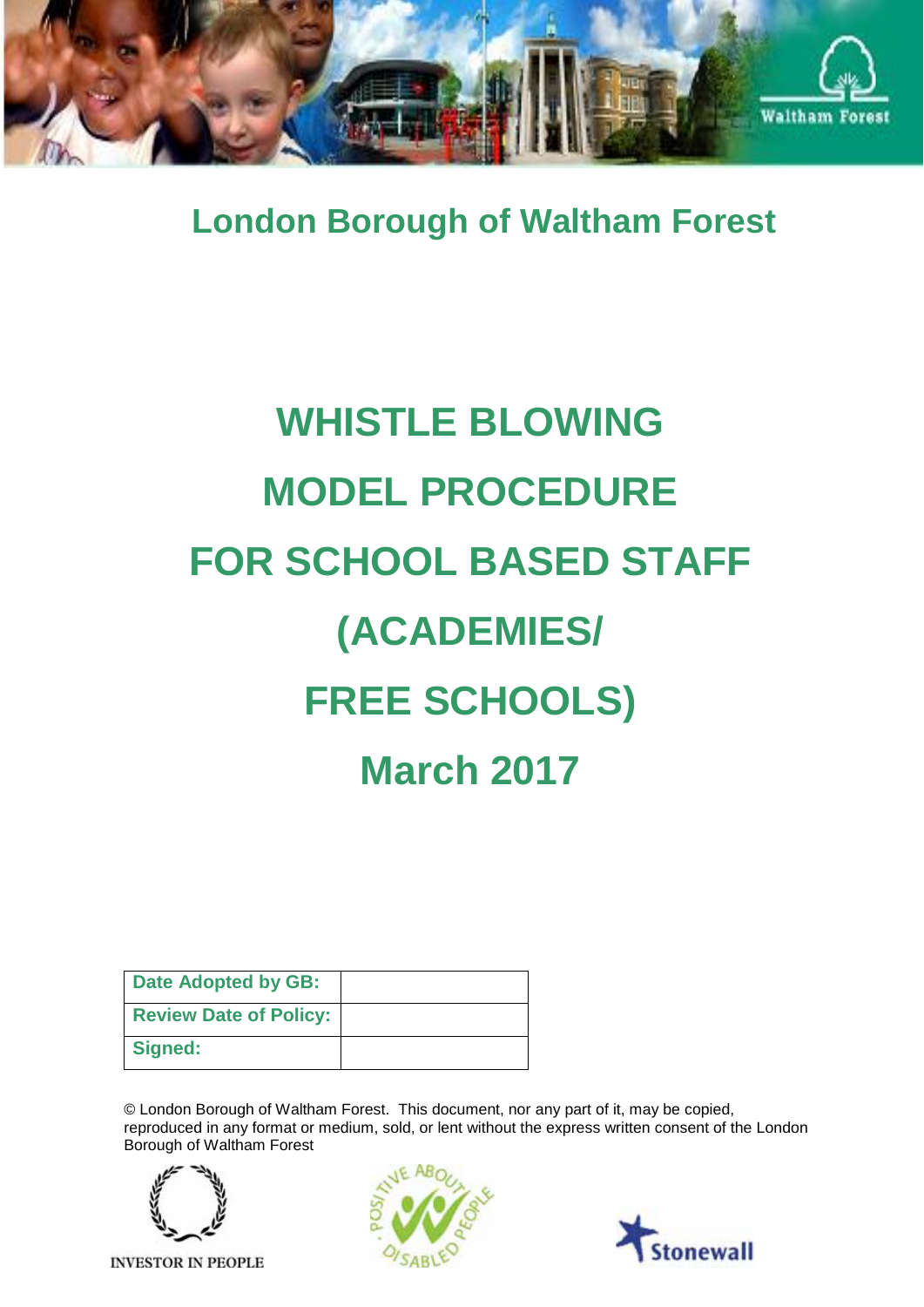## London Borough of Waltham Forest

# WHISTLE BLOWING MODEL PROCEDURE FOR SCHOOL BASED STAFF (ACADEMIES/ FREE SCHOOLS)

# March 2017

| **Date Adopted by GB:** | |
|---|---|
| **Review Date of Policy:** | |
| **Signed:** | |

© London Borough of Waltham Forest. This document, nor any part of it, may be copied, reproduced in any format or medium, sold, or lent without the express written consent of the London Borough of Waltham Forest

INVESTOR IN PEOPLE

POSITIVE ABOUT DISABLED PEOPLE

Stonewall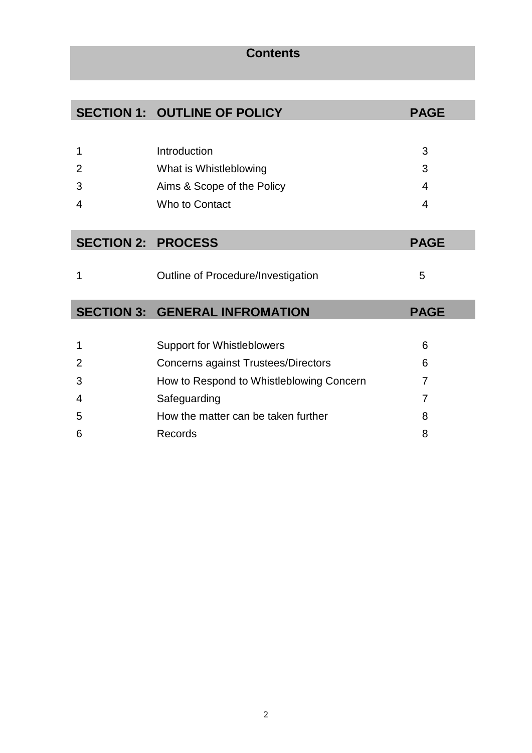# Contents

| SECTION 1: | OUTLINE OF POLICY | PAGE |
|---|---|---|
| 1 | Introduction | 3 |
| 2 | What is Whistleblowing | 3 |
| 3 | Aims & Scope of the Policy | 4 |
| 4 | Who to Contact | 4 |

| SECTION 2: | PROCESS | PAGE |
|---|---|---|
| 1 | Outline of Procedure/Investigation | 5 |

| SECTION 3: | GENERAL INFROMATION | PAGE |
|---|---|---|
| 1 | Support for Whistleblowers | 6 |
| 2 | Concerns against Trustees/Directors | 6 |
| 3 | How to Respond to Whistleblowing Concern | 7 |
| 4 | Safeguarding | 7 |
| 5 | How the matter can be taken further | 8 |
| 6 | Records | 8 |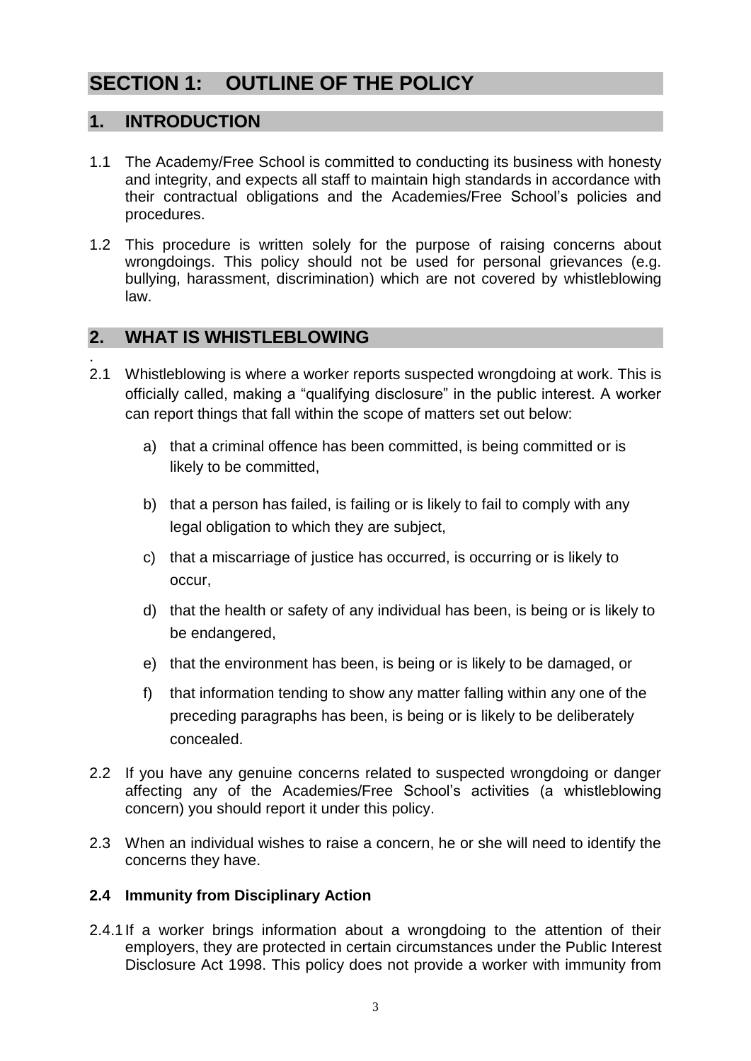# SECTION 1: OUTLINE OF THE POLICY

## 1. INTRODUCTION

1.1 The Academy/Free School is committed to conducting its business with honesty and integrity, and expects all staff to maintain high standards in accordance with their contractual obligations and the Academies/Free School's policies and procedures.

1.2 This procedure is written solely for the purpose of raising concerns about wrongdoings. This policy should not be used for personal grievances (e.g. bullying, harassment, discrimination) which are not covered by whistleblowing law.

## 2. WHAT IS WHISTLEBLOWING

.

2.1 Whistleblowing is where a worker reports suspected wrongdoing at work. This is officially called, making a "qualifying disclosure" in the public interest. A worker can report things that fall within the scope of matters set out below:

a) that a criminal offence has been committed, is being committed or is likely to be committed,

b) that a person has failed, is failing or is likely to fail to comply with any legal obligation to which they are subject,

c) that a miscarriage of justice has occurred, is occurring or is likely to occur,

d) that the health or safety of any individual has been, is being or is likely to be endangered,

e) that the environment has been, is being or is likely to be damaged, or

f) that information tending to show any matter falling within any one of the preceding paragraphs has been, is being or is likely to be deliberately concealed.

2.2 If you have any genuine concerns related to suspected wrongdoing or danger affecting any of the Academies/Free School's activities (a whistleblowing concern) you should report it under this policy.

2.3 When an individual wishes to raise a concern, he or she will need to identify the concerns they have.

### 2.4 Immunity from Disciplinary Action

2.4.1 If a worker brings information about a wrongdoing to the attention of their employers, they are protected in certain circumstances under the Public Interest Disclosure Act 1998. This policy does not provide a worker with immunity from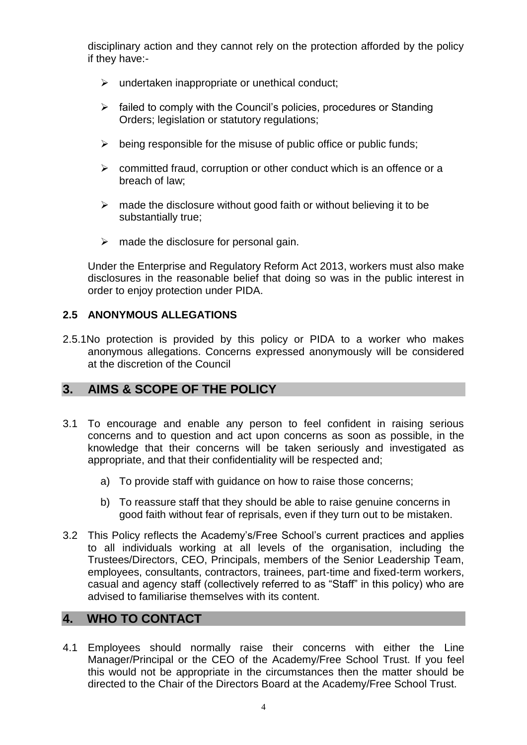disciplinary action and they cannot rely on the protection afforded by the policy if they have:-

- undertaken inappropriate or unethical conduct;
- failed to comply with the Council's policies, procedures or Standing Orders; legislation or statutory regulations;
- being responsible for the misuse of public office or public funds;
- committed fraud, corruption or other conduct which is an offence or a breach of law;
- made the disclosure without good faith or without believing it to be substantially true;
- made the disclosure for personal gain.

Under the Enterprise and Regulatory Reform Act 2013, workers must also make disclosures in the reasonable belief that doing so was in the public interest in order to enjoy protection under PIDA.

### 2.5 ANONYMOUS ALLEGATIONS

2.5.1 No protection is provided by this policy or PIDA to a worker who makes anonymous allegations. Concerns expressed anonymously will be considered at the discretion of the Council

## 3. AIMS & SCOPE OF THE POLICY

3.1 To encourage and enable any person to feel confident in raising serious concerns and to question and act upon concerns as soon as possible, in the knowledge that their concerns will be taken seriously and investigated as appropriate, and that their confidentiality will be respected and;

a) To provide staff with guidance on how to raise those concerns;

b) To reassure staff that they should be able to raise genuine concerns in good faith without fear of reprisals, even if they turn out to be mistaken.

3.2 This Policy reflects the Academy's/Free School's current practices and applies to all individuals working at all levels of the organisation, including the Trustees/Directors, CEO, Principals, members of the Senior Leadership Team, employees, consultants, contractors, trainees, part-time and fixed-term workers, casual and agency staff (collectively referred to as "Staff" in this policy) who are advised to familiarise themselves with its content.

## 4. WHO TO CONTACT

4.1 Employees should normally raise their concerns with either the Line Manager/Principal or the CEO of the Academy/Free School Trust. If you feel this would not be appropriate in the circumstances then the matter should be directed to the Chair of the Directors Board at the Academy/Free School Trust.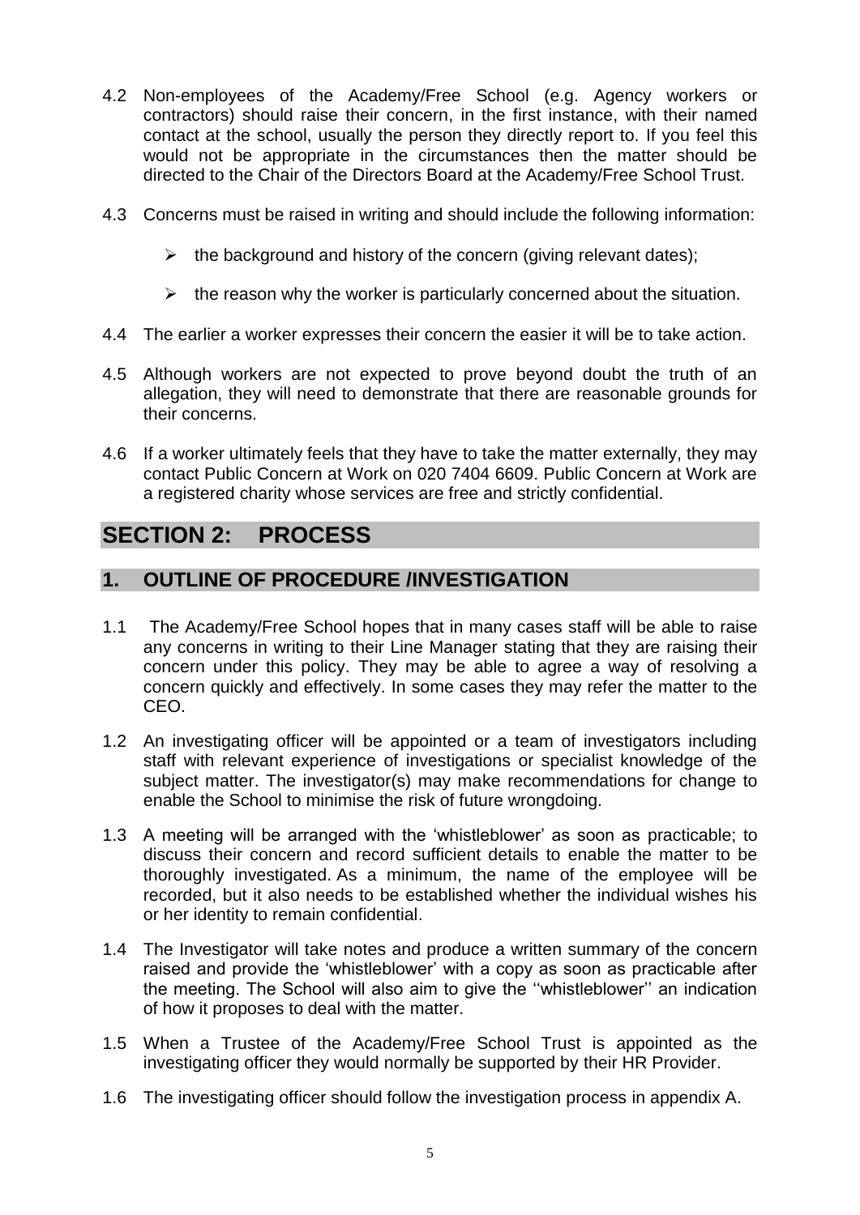4.2 Non-employees of the Academy/Free School (e.g. Agency workers or contractors) should raise their concern, in the first instance, with their named contact at the school, usually the person they directly report to. If you feel this would not be appropriate in the circumstances then the matter should be directed to the Chair of the Directors Board at the Academy/Free School Trust.

4.3 Concerns must be raised in writing and should include the following information:

- the background and history of the concern (giving relevant dates);
- the reason why the worker is particularly concerned about the situation.

4.4 The earlier a worker expresses their concern the easier it will be to take action.

4.5 Although workers are not expected to prove beyond doubt the truth of an allegation, they will need to demonstrate that there are reasonable grounds for their concerns.

4.6 If a worker ultimately feels that they have to take the matter externally, they may contact Public Concern at Work on 020 7404 6609. Public Concern at Work are a registered charity whose services are free and strictly confidential.

# SECTION 2: PROCESS

## 1. OUTLINE OF PROCEDURE /INVESTIGATION

1.1 The Academy/Free School hopes that in many cases staff will be able to raise any concerns in writing to their Line Manager stating that they are raising their concern under this policy. They may be able to agree a way of resolving a concern quickly and effectively. In some cases they may refer the matter to the CEO.

1.2 An investigating officer will be appointed or a team of investigators including staff with relevant experience of investigations or specialist knowledge of the subject matter. The investigator(s) may make recommendations for change to enable the School to minimise the risk of future wrongdoing.

1.3 A meeting will be arranged with the 'whistleblower' as soon as practicable; to discuss their concern and record sufficient details to enable the matter to be thoroughly investigated. As a minimum, the name of the employee will be recorded, but it also needs to be established whether the individual wishes his or her identity to remain confidential.

1.4 The Investigator will take notes and produce a written summary of the concern raised and provide the 'whistleblower' with a copy as soon as practicable after the meeting. The School will also aim to give the ''whistleblower'' an indication of how it proposes to deal with the matter.

1.5 When a Trustee of the Academy/Free School Trust is appointed as the investigating officer they would normally be supported by their HR Provider.

1.6 The investigating officer should follow the investigation process in appendix A.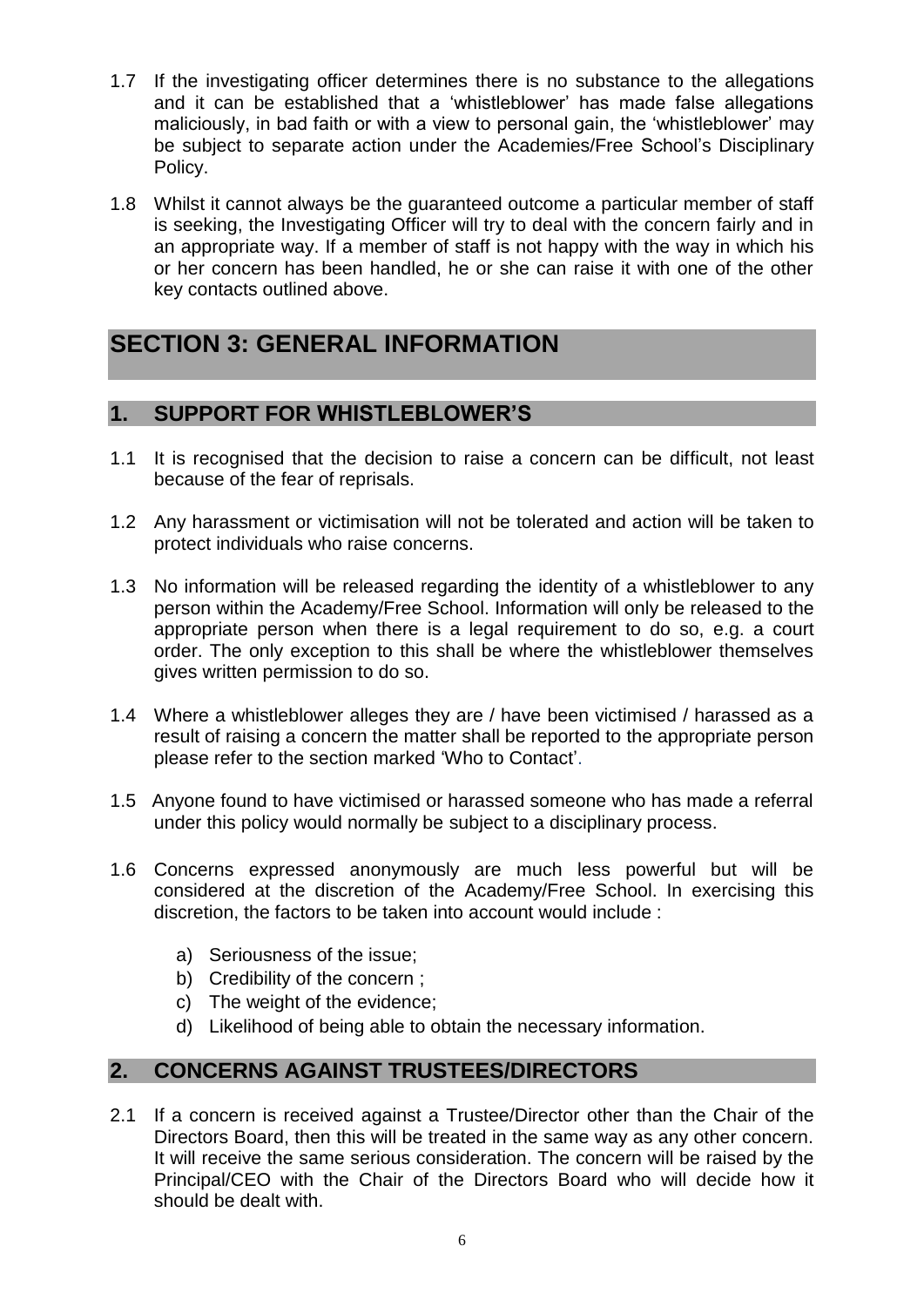1.7 If the investigating officer determines there is no substance to the allegations and it can be established that a 'whistleblower' has made false allegations maliciously, in bad faith or with a view to personal gain, the 'whistleblower' may be subject to separate action under the Academies/Free School's Disciplinary Policy.

1.8 Whilst it cannot always be the guaranteed outcome a particular member of staff is seeking, the Investigating Officer will try to deal with the concern fairly and in an appropriate way. If a member of staff is not happy with the way in which his or her concern has been handled, he or she can raise it with one of the other key contacts outlined above.

# SECTION 3: GENERAL INFORMATION

## 1. SUPPORT FOR WHISTLEBLOWER'S

1.1 It is recognised that the decision to raise a concern can be difficult, not least because of the fear of reprisals.

1.2 Any harassment or victimisation will not be tolerated and action will be taken to protect individuals who raise concerns.

1.3 No information will be released regarding the identity of a whistleblower to any person within the Academy/Free School. Information will only be released to the appropriate person when there is a legal requirement to do so, e.g. a court order. The only exception to this shall be where the whistleblower themselves gives written permission to do so.

1.4 Where a whistleblower alleges they are / have been victimised / harassed as a result of raising a concern the matter shall be reported to the appropriate person please refer to the section marked 'Who to Contact'.

1.5 Anyone found to have victimised or harassed someone who has made a referral under this policy would normally be subject to a disciplinary process.

1.6 Concerns expressed anonymously are much less powerful but will be considered at the discretion of the Academy/Free School. In exercising this discretion, the factors to be taken into account would include :

   a) Seriousness of the issue;
   b) Credibility of the concern ;
   c) The weight of the evidence;
   d) Likelihood of being able to obtain the necessary information.

## 2. CONCERNS AGAINST TRUSTEES/DIRECTORS

2.1 If a concern is received against a Trustee/Director other than the Chair of the Directors Board, then this will be treated in the same way as any other concern. It will receive the same serious consideration. The concern will be raised by the Principal/CEO with the Chair of the Directors Board who will decide how it should be dealt with.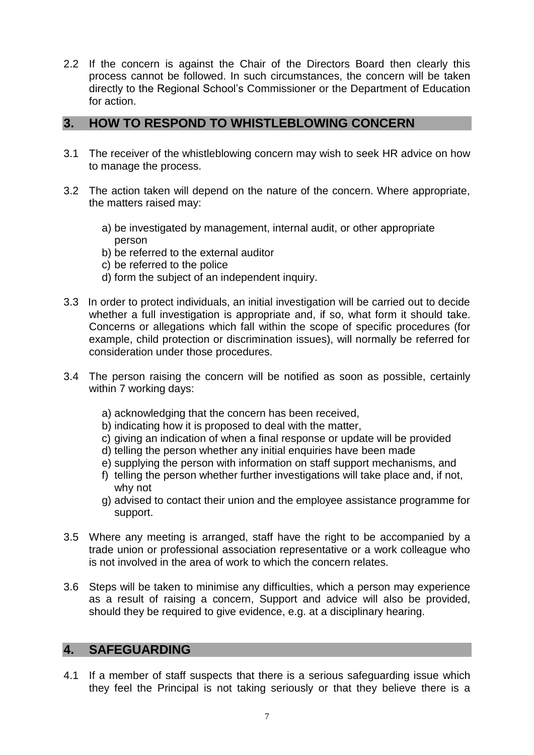2.2 If the concern is against the Chair of the Directors Board then clearly this process cannot be followed. In such circumstances, the concern will be taken directly to the Regional School's Commissioner or the Department of Education for action.

## 3. HOW TO RESPOND TO WHISTLEBLOWING CONCERN

3.1 The receiver of the whistleblowing concern may wish to seek HR advice on how to manage the process.

3.2 The action taken will depend on the nature of the concern. Where appropriate, the matters raised may:

a) be investigated by management, internal audit, or other appropriate person
b) be referred to the external auditor
c) be referred to the police
d) form the subject of an independent inquiry.

3.3 In order to protect individuals, an initial investigation will be carried out to decide whether a full investigation is appropriate and, if so, what form it should take. Concerns or allegations which fall within the scope of specific procedures (for example, child protection or discrimination issues), will normally be referred for consideration under those procedures.

3.4 The person raising the concern will be notified as soon as possible, certainly within 7 working days:

a) acknowledging that the concern has been received,
b) indicating how it is proposed to deal with the matter,
c) giving an indication of when a final response or update will be provided
d) telling the person whether any initial enquiries have been made
e) supplying the person with information on staff support mechanisms, and
f) telling the person whether further investigations will take place and, if not, why not
g) advised to contact their union and the employee assistance programme for support.

3.5 Where any meeting is arranged, staff have the right to be accompanied by a trade union or professional association representative or a work colleague who is not involved in the area of work to which the concern relates.

3.6 Steps will be taken to minimise any difficulties, which a person may experience as a result of raising a concern, Support and advice will also be provided, should they be required to give evidence, e.g. at a disciplinary hearing.

## 4. SAFEGUARDING

4.1 If a member of staff suspects that there is a serious safeguarding issue which they feel the Principal is not taking seriously or that they believe there is a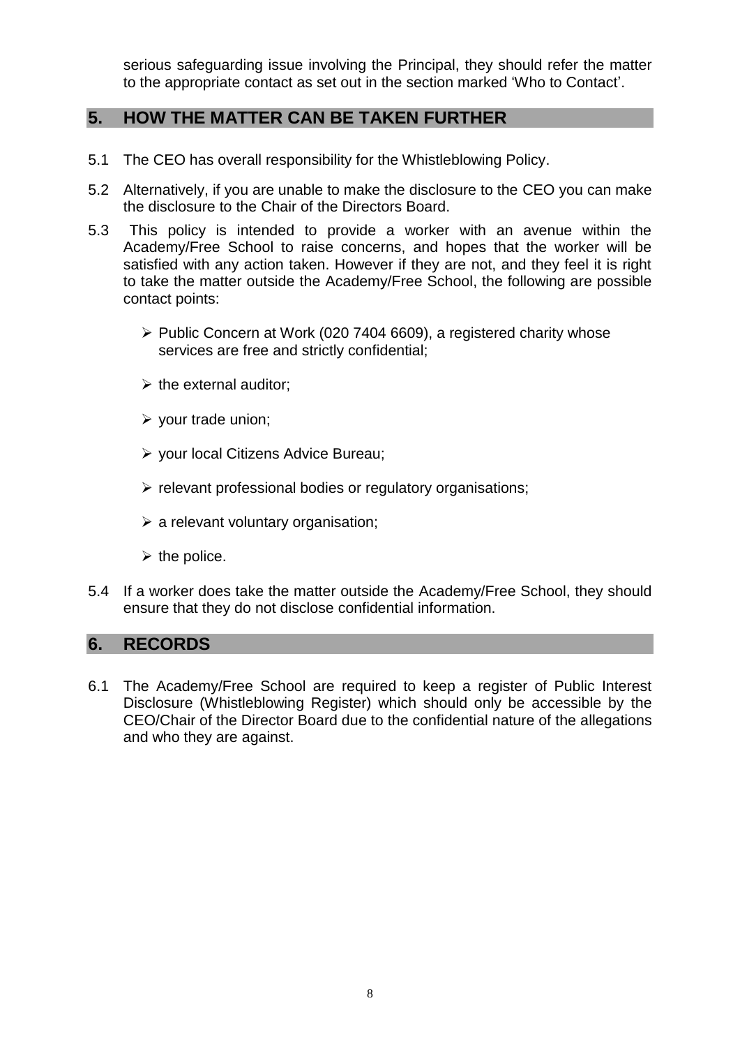serious safeguarding issue involving the Principal, they should refer the matter to the appropriate contact as set out in the section marked 'Who to Contact'.

## 5. HOW THE MATTER CAN BE TAKEN FURTHER

5.1 The CEO has overall responsibility for the Whistleblowing Policy.

5.2 Alternatively, if you are unable to make the disclosure to the CEO you can make the disclosure to the Chair of the Directors Board.

5.3 This policy is intended to provide a worker with an avenue within the Academy/Free School to raise concerns, and hopes that the worker will be satisfied with any action taken. However if they are not, and they feel it is right to take the matter outside the Academy/Free School, the following are possible contact points:

- Public Concern at Work (020 7404 6609), a registered charity whose services are free and strictly confidential;
- the external auditor;
- your trade union;
- your local Citizens Advice Bureau;
- relevant professional bodies or regulatory organisations;
- a relevant voluntary organisation;
- the police.

5.4 If a worker does take the matter outside the Academy/Free School, they should ensure that they do not disclose confidential information.

## 6. RECORDS

6.1 The Academy/Free School are required to keep a register of Public Interest Disclosure (Whistleblowing Register) which should only be accessible by the CEO/Chair of the Director Board due to the confidential nature of the allegations and who they are against.